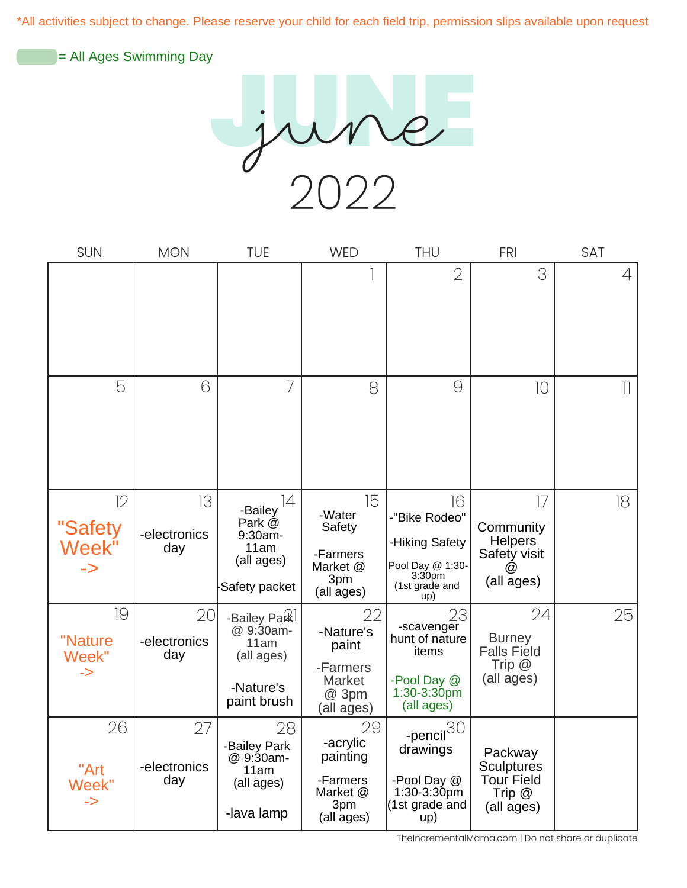*All activities subject to change. Please reserve your child for each field trip, permission slips available upon request

= All Ages Swimming Day

# JUNE
# june
# 2022

| SUN | MON | TUE | WED | THU | FRI | SAT |
|---|---|---|---|---|---|---|
| | | | 1 | 2 | 3 | 4 |
| 5 | 6 | 7 | 8 | 9 | 10 | 11 |
| 12 "Safety Week" -> | 13 -electronics day | 14 -Bailey Park @ 9:30am-11am (all ages) -Safety packet | 15 -Water Safety -Farmers Market @ 3pm (all ages) | 16 -"Bike Rodeo" -Hiking Safety Pool Day @ 1:30-3:30pm (1st grade and up) | 17 Community Helpers Safety visit @ (all ages) | 18 |
| 19 "Nature Week" -> | 20 -electronics day | 21 -Bailey Park @ 9:30am-11am (all ages) -Nature's paint brush | 22 -Nature's paint -Farmers Market @ 3pm (all ages) | 23 -scavenger hunt of nature items -Pool Day @ 1:30-3:30pm (all ages) | 24 Burney Falls Field Trip @ (all ages) | 25 |
| 26 "Art Week" -> | 27 -electronics day | 28 -Bailey Park @ 9:30am-11am (all ages) -lava lamp | 29 -acrylic painting -Farmers Market @ 3pm (all ages) | 30 -pencil drawings -Pool Day @ 1:30-3:30pm (1st grade and up) | Packway Sculptures Tour Field Trip @ (all ages) | |

TheIncrementalMama.com | Do not share or duplicate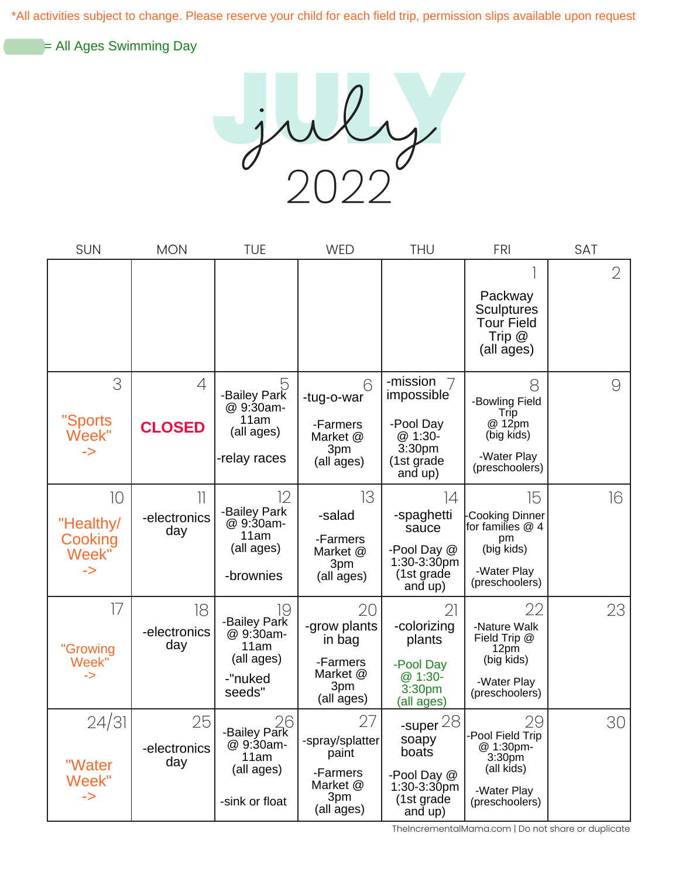*All activities subject to change. Please reserve your child for each field trip, permission slips available upon request

= All Ages Swimming Day

# july 2022

| SUN | MON | TUE | WED | THU | FRI | SAT |
|---|---|---|---|---|---|---|
| | | | | | 1 Packway Sculptures Tour Field Trip @ (all ages) | 2 |
| 3 "Sports Week" -> | 4 CLOSED | 5 -Bailey Park @ 9:30am-11am (all ages) -relay races | 6 -tug-o-war -Farmers Market @ 3pm (all ages) | 7 -mission impossible -Pool Day @ 1:30-3:30pm (1st grade and up) | 8 -Bowling Field Trip @ 12pm (big kids) -Water Play (preschoolers) | 9 |
| 10 "Healthy/ Cooking Week" -> | 11 -electronics day | 12 -Bailey Park @ 9:30am-11am (all ages) -brownies | 13 -salad -Farmers Market @ 3pm (all ages) | 14 -spaghetti sauce -Pool Day @ 1:30-3:30pm (1st grade and up) | 15 -Cooking Dinner for families @ 4 pm (big kids) -Water Play (preschoolers) | 16 |
| 17 "Growing Week" -> | 18 -electronics day | 19 -Bailey Park @ 9:30am-11am (all ages) -"nuked seeds" | 20 -grow plants in bag -Farmers Market @ 3pm (all ages) | 21 -colorizing plants -Pool Day @ 1:30-3:30pm (all ages) | 22 -Nature Walk Field Trip @ 12pm (big kids) -Water Play (preschoolers) | 23 |
| 24/31 "Water Week" -> | 25 -electronics day | 26 -Bailey Park @ 9:30am-11am (all ages) -sink or float | 27 -spray/splatter paint -Farmers Market @ 3pm (all ages) | 28 -super soapy boats -Pool Day @ 1:30-3:30pm (1st grade and up) | 29 -Pool Field Trip @ 1:30pm-3:30pm (all kids) -Water Play (preschoolers) | 30 |

TheIncrementalMama.com | Do not share or duplicate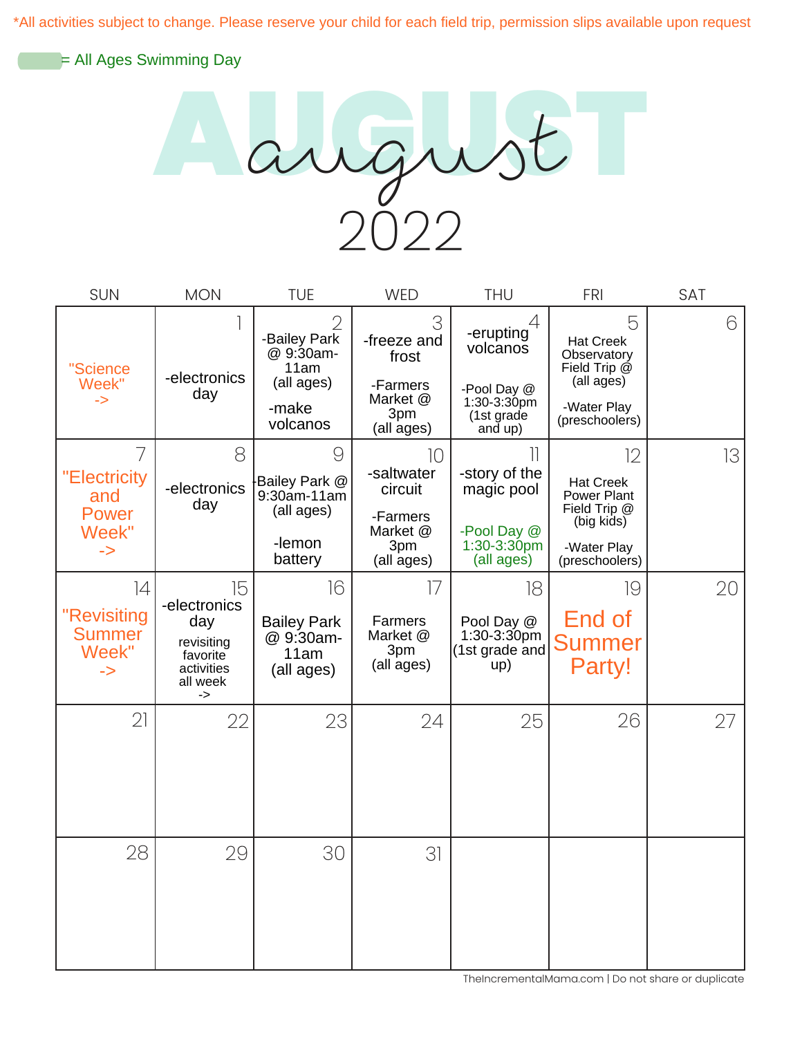*All activities subject to change. Please reserve your child for each field trip, permission slips available upon request

= All Ages Swimming Day

# August 2022

| SUN | MON | TUE | WED | THU | FRI | SAT |
|---|---|---|---|---|---|---|
| "Science Week" -> | 1 -electronics day | 2 -Bailey Park @ 9:30am-11am (all ages) -make volcanos | 3 -freeze and frost -Farmers Market @ 3pm (all ages) | 4 -erupting volcanos -Pool Day @ 1:30-3:30pm (1st grade and up) | 5 Hat Creek Observatory Field Trip @ (all ages) -Water Play (preschoolers) | 6 |
| 7 "Electricity and Power Week" -> | 8 -electronics day | 9 -Bailey Park @ 9:30am-11am (all ages) -lemon battery | 10 -saltwater circuit -Farmers Market @ 3pm (all ages) | 11 -story of the magic pool -Pool Day @ 1:30-3:30pm (all ages) | 12 Hat Creek Power Plant Field Trip @ (big kids) -Water Play (preschoolers) | 13 |
| 14 "Revisiting Summer Week" -> | 15 -electronics day revisiting favorite activities all week -> | 16 Bailey Park @ 9:30am-11am (all ages) | 17 Farmers Market @ 3pm (all ages) | 18 Pool Day @ 1:30-3:30pm (1st grade and up) | 19 End of Summer Party! | 20 |
| 21 | 22 | 23 | 24 | 25 | 26 | 27 |
| 28 | 29 | 30 | 31 | | | |

TheIncrementalMama.com | Do not share or duplicate